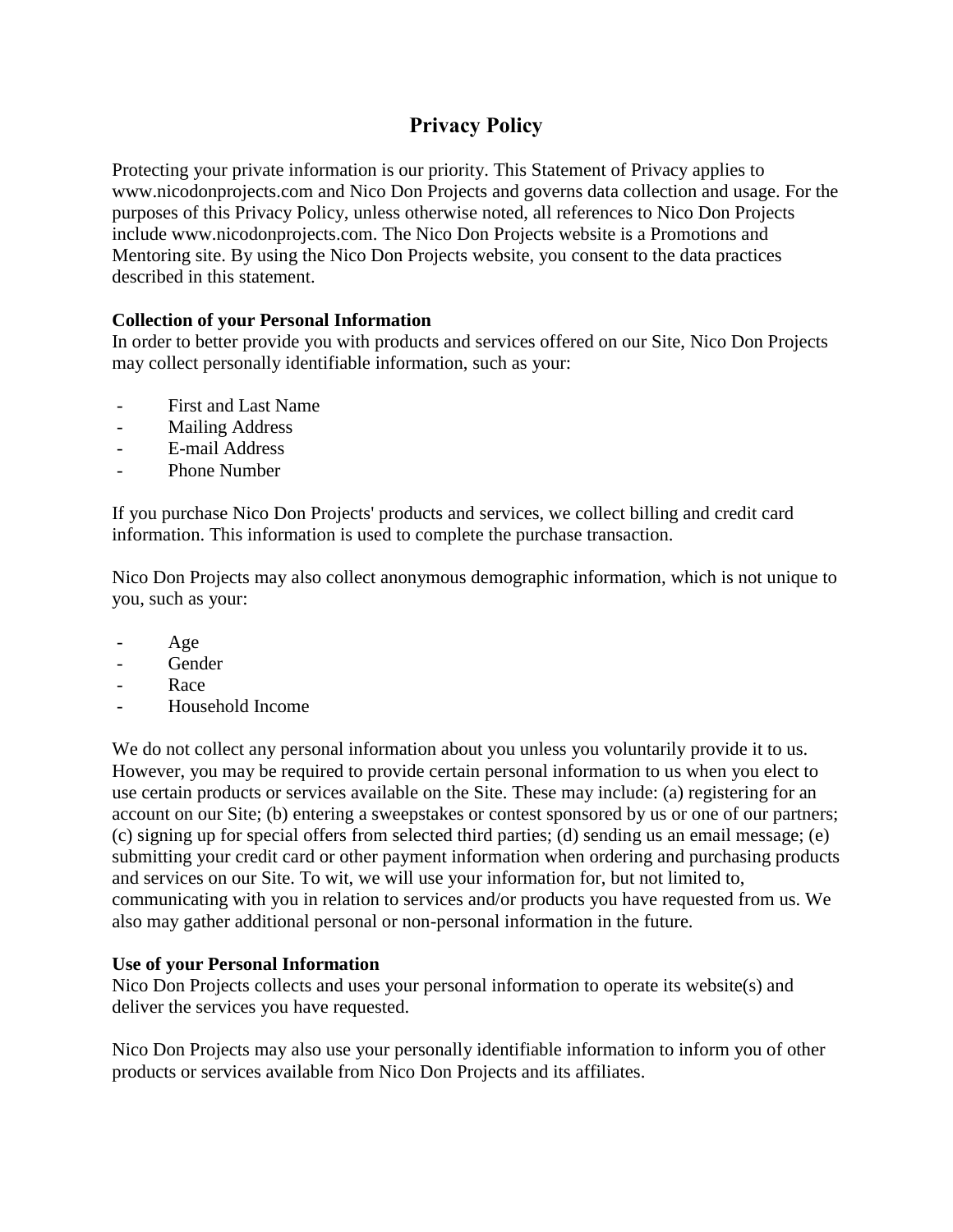# Privacy Policy

Protecting your private information is our priority. This Statement of Privacy applies to www.nicodonprojects.com and Nico Don Projects and governs data collection and usage. For the purposes of this Privacy Policy, unless otherwise noted, all references to Nico Don Projects include www.nicodonprojects.com. The Nico Don Projects website is a Promotions and Mentoring site. By using the Nico Don Projects website, you consent to the data practices described in this statement.

**Collection of your Personal Information**

In order to better provide you with products and services offered on our Site, Nico Don Projects may collect personally identifiable information, such as your:

- First and Last Name
- Mailing Address
- E-mail Address
- Phone Number

If you purchase Nico Don Projects' products and services, we collect billing and credit card information. This information is used to complete the purchase transaction.

Nico Don Projects may also collect anonymous demographic information, which is not unique to you, such as your:

- Age
- Gender
- Race
- Household Income

We do not collect any personal information about you unless you voluntarily provide it to us. However, you may be required to provide certain personal information to us when you elect to use certain products or services available on the Site. These may include: (a) registering for an account on our Site; (b) entering a sweepstakes or contest sponsored by us or one of our partners; (c) signing up for special offers from selected third parties; (d) sending us an email message; (e) submitting your credit card or other payment information when ordering and purchasing products and services on our Site. To wit, we will use your information for, but not limited to, communicating with you in relation to services and/or products you have requested from us. We also may gather additional personal or non-personal information in the future.

**Use of your Personal Information**

Nico Don Projects collects and uses your personal information to operate its website(s) and deliver the services you have requested.

Nico Don Projects may also use your personally identifiable information to inform you of other products or services available from Nico Don Projects and its affiliates.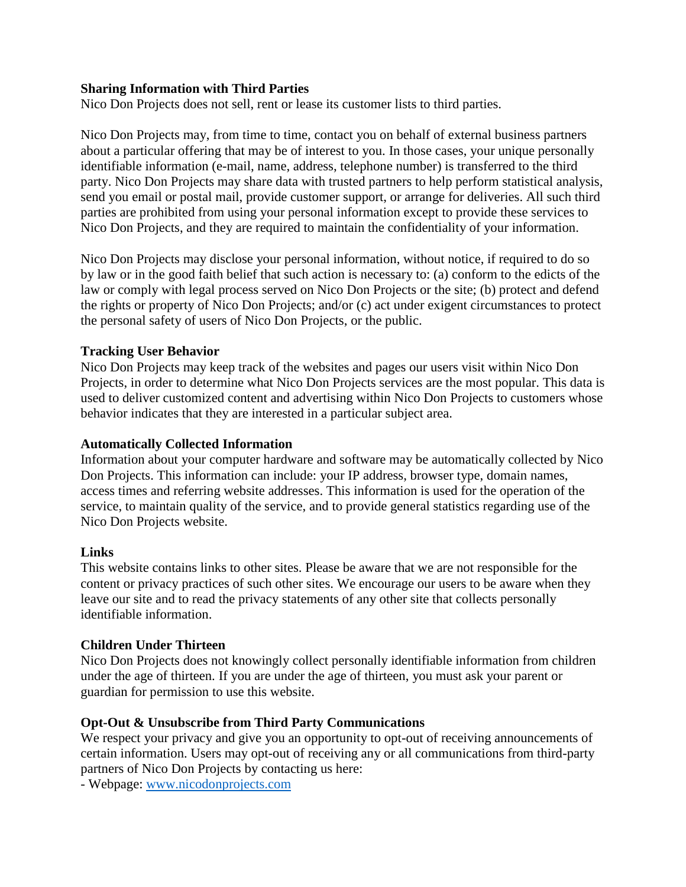**Sharing Information with Third Parties**

Nico Don Projects does not sell, rent or lease its customer lists to third parties.

Nico Don Projects may, from time to time, contact you on behalf of external business partners about a particular offering that may be of interest to you. In those cases, your unique personally identifiable information (e-mail, name, address, telephone number) is transferred to the third party. Nico Don Projects may share data with trusted partners to help perform statistical analysis, send you email or postal mail, provide customer support, or arrange for deliveries. All such third parties are prohibited from using your personal information except to provide these services to Nico Don Projects, and they are required to maintain the confidentiality of your information.

Nico Don Projects may disclose your personal information, without notice, if required to do so by law or in the good faith belief that such action is necessary to: (a) conform to the edicts of the law or comply with legal process served on Nico Don Projects or the site; (b) protect and defend the rights or property of Nico Don Projects; and/or (c) act under exigent circumstances to protect the personal safety of users of Nico Don Projects, or the public.

**Tracking User Behavior**

Nico Don Projects may keep track of the websites and pages our users visit within Nico Don Projects, in order to determine what Nico Don Projects services are the most popular. This data is used to deliver customized content and advertising within Nico Don Projects to customers whose behavior indicates that they are interested in a particular subject area.

**Automatically Collected Information**

Information about your computer hardware and software may be automatically collected by Nico Don Projects. This information can include: your IP address, browser type, domain names, access times and referring website addresses. This information is used for the operation of the service, to maintain quality of the service, and to provide general statistics regarding use of the Nico Don Projects website.

**Links**

This website contains links to other sites. Please be aware that we are not responsible for the content or privacy practices of such other sites. We encourage our users to be aware when they leave our site and to read the privacy statements of any other site that collects personally identifiable information.

**Children Under Thirteen**

Nico Don Projects does not knowingly collect personally identifiable information from children under the age of thirteen. If you are under the age of thirteen, you must ask your parent or guardian for permission to use this website.

**Opt-Out & Unsubscribe from Third Party Communications**

We respect your privacy and give you an opportunity to opt-out of receiving announcements of certain information. Users may opt-out of receiving any or all communications from third-party partners of Nico Don Projects by contacting us here:

- Webpage: [www.nicodonprojects.com](http://www.nicodonprojects.com)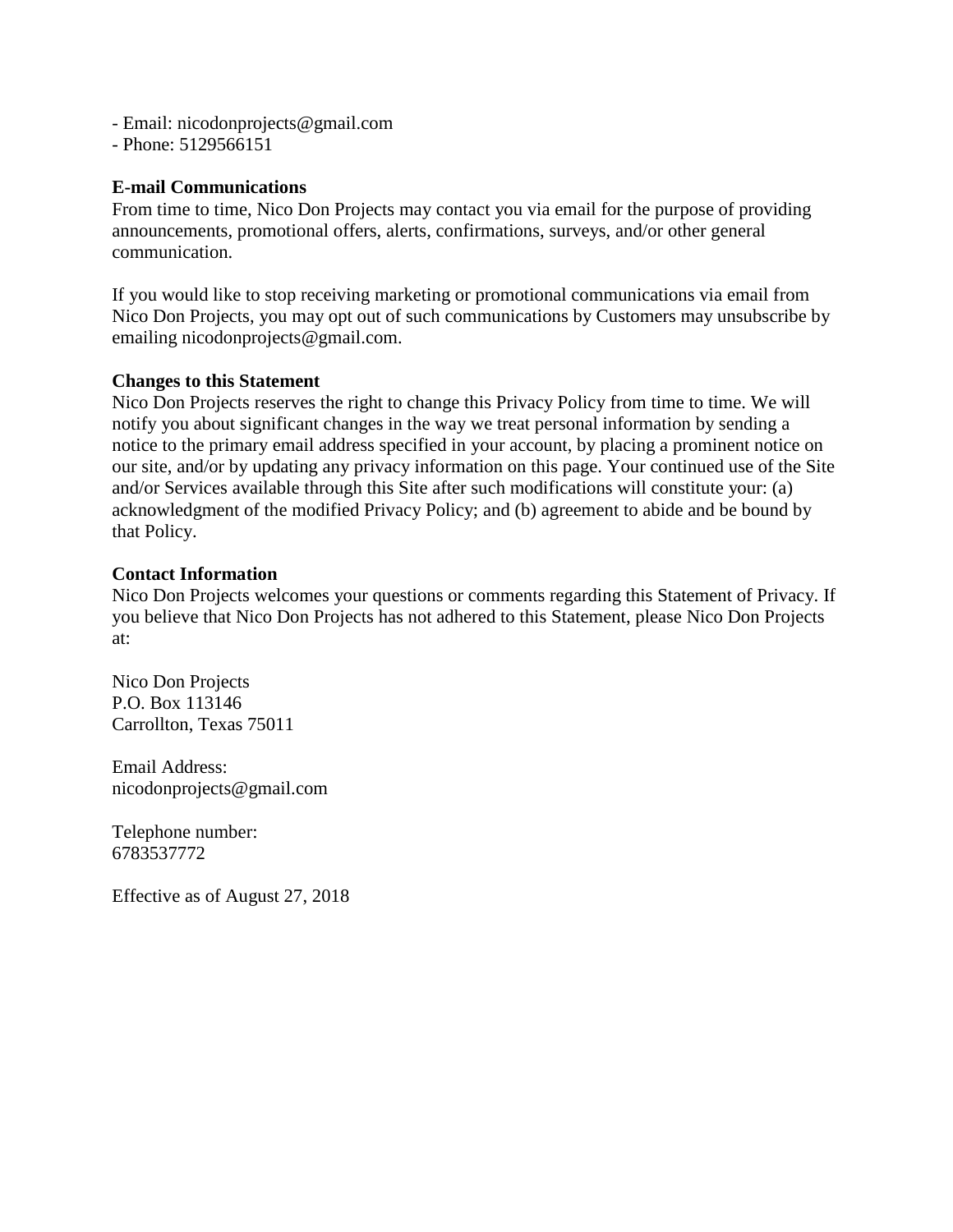- Email: nicodonprojects@gmail.com
- Phone: 5129566151

**E-mail Communications**

From time to time, Nico Don Projects may contact you via email for the purpose of providing announcements, promotional offers, alerts, confirmations, surveys, and/or other general communication.

If you would like to stop receiving marketing or promotional communications via email from Nico Don Projects, you may opt out of such communications by Customers may unsubscribe by emailing nicodonprojects@gmail.com.

**Changes to this Statement**

Nico Don Projects reserves the right to change this Privacy Policy from time to time. We will notify you about significant changes in the way we treat personal information by sending a notice to the primary email address specified in your account, by placing a prominent notice on our site, and/or by updating any privacy information on this page. Your continued use of the Site and/or Services available through this Site after such modifications will constitute your: (a) acknowledgment of the modified Privacy Policy; and (b) agreement to abide and be bound by that Policy.

**Contact Information**

Nico Don Projects welcomes your questions or comments regarding this Statement of Privacy. If you believe that Nico Don Projects has not adhered to this Statement, please Nico Don Projects at:

Nico Don Projects
P.O. Box 113146
Carrollton, Texas 75011

Email Address:
nicodonprojects@gmail.com

Telephone number:
6783537772

Effective as of August 27, 2018